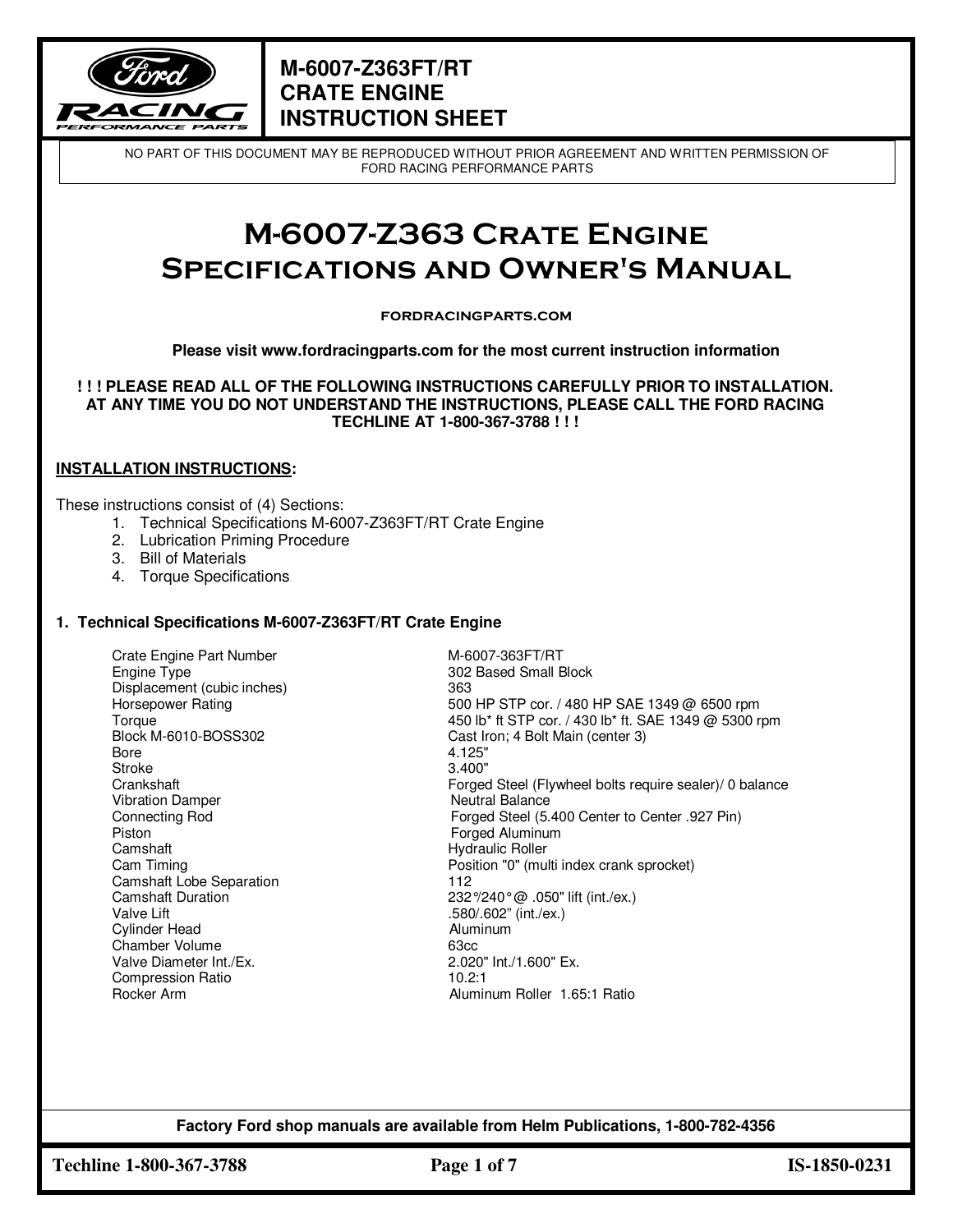# M-6007-Z363FT/RT CRATE ENGINE INSTRUCTION SHEET

NO PART OF THIS DOCUMENT MAY BE REPRODUCED WITHOUT PRIOR AGREEMENT AND WRITTEN PERMISSION OF FORD RACING PERFORMANCE PARTS

# M-6007-Z363 Crate Engine Specifications and Owner's Manual

**FORDRACINGPARTS.COM**

**Please visit www.fordracingparts.com for the most current instruction information**

**! ! ! PLEASE READ ALL OF THE FOLLOWING INSTRUCTIONS CAREFULLY PRIOR TO INSTALLATION. AT ANY TIME YOU DO NOT UNDERSTAND THE INSTRUCTIONS, PLEASE CALL THE FORD RACING TECHLINE AT 1-800-367-3788 ! ! !**

**INSTALLATION INSTRUCTIONS:**

These instructions consist of (4) Sections:

1. Technical Specifications M-6007-Z363FT/RT Crate Engine
2. Lubrication Priming Procedure
3. Bill of Materials
4. Torque Specifications

### 1. Technical Specifications M-6007-Z363FT/RT Crate Engine

| | |
|---|---|
| Crate Engine Part Number | M-6007-363FT/RT |
| Engine Type | 302 Based Small Block |
| Displacement (cubic inches) | 363 |
| Horsepower Rating | 500 HP STP cor. / 480 HP SAE 1349 @ 6500 rpm |
| Torque | 450 lb* ft STP cor. / 430 lb* ft. SAE 1349 @ 5300 rpm |
| Block M-6010-BOSS302 | Cast Iron; 4 Bolt Main (center 3) |
| Bore | 4.125" |
| Stroke | 3.400" |
| Crankshaft | Forged Steel (Flywheel bolts require sealer)/ 0 balance |
| Vibration Damper | Neutral Balance |
| Connecting Rod | Forged Steel (5.400 Center to Center .927 Pin) |
| Piston | Forged Aluminum |
| Camshaft | Hydraulic Roller |
| Cam Timing | Position "0" (multi index crank sprocket) |
| Camshaft Lobe Separation | 112 |
| Camshaft Duration | 232°/240° @ .050" lift (int./ex.) |
| Valve Lift | .580/.602" (int./ex.) |
| Cylinder Head | Aluminum |
| Chamber Volume | 63cc |
| Valve Diameter Int./Ex. | 2.020" Int./1.600" Ex. |
| Compression Ratio | 10.2:1 |
| Rocker Arm | Aluminum Roller 1.65:1 Ratio |

**Factory Ford shop manuals are available from Helm Publications, 1-800-782-4356**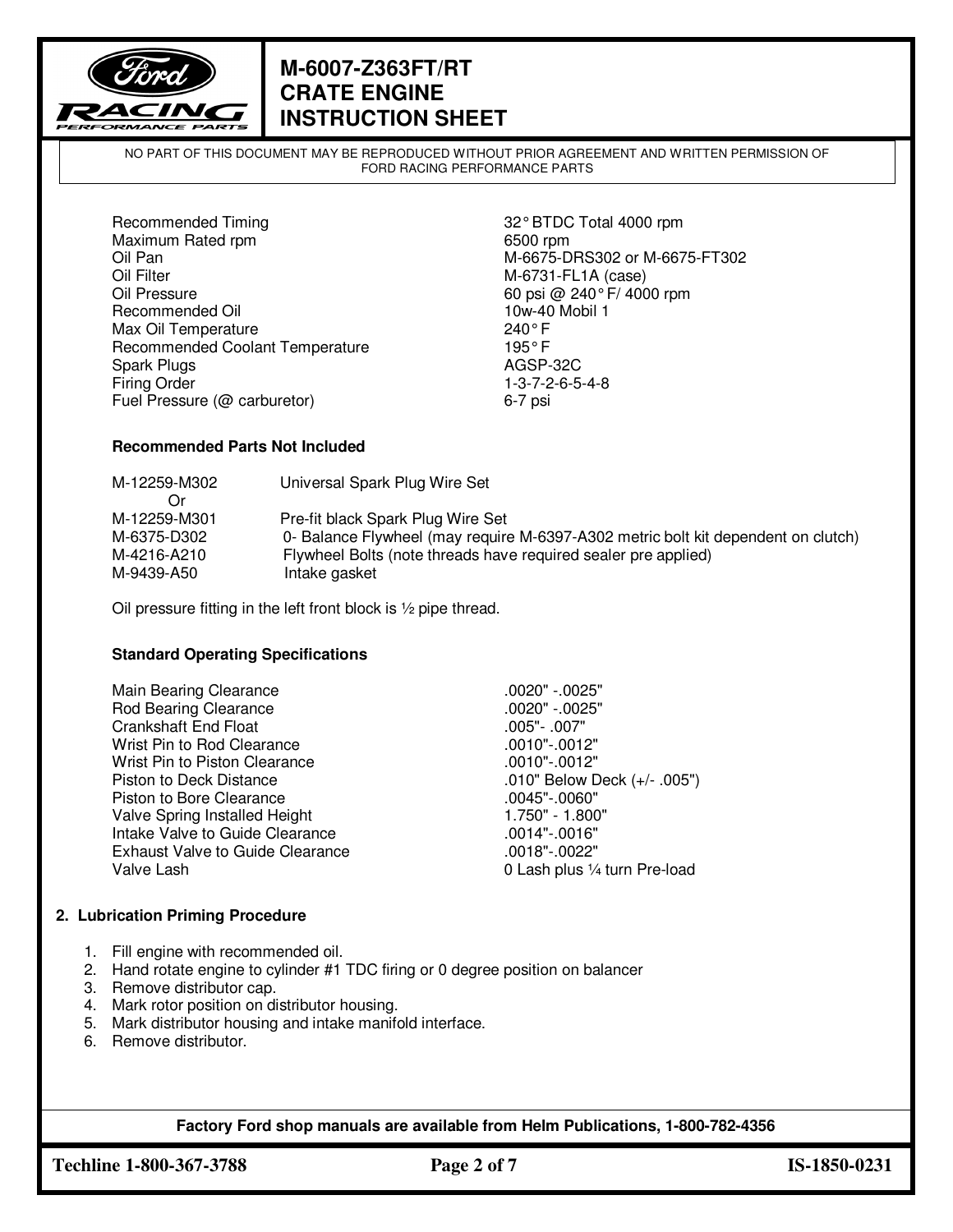| | |
|---|---|
| Recommended Timing | 32° BTDC Total 4000 rpm |
| Maximum Rated rpm | 6500 rpm |
| Oil Pan | M-6675-DRS302 or M-6675-FT302 |
| Oil Filter | M-6731-FL1A (case) |
| Oil Pressure | 60 psi @ 240° F/ 4000 rpm |
| Recommended Oil | 10w-40 Mobil 1 |
| Max Oil Temperature | 240° F |
| Recommended Coolant Temperature | 195° F |
| Spark Plugs | AGSP-32C |
| Firing Order | 1-3-7-2-6-5-4-8 |
| Fuel Pressure (@ carburetor) | 6-7 psi |

**Recommended Parts Not Included**

| | |
|---|---|
| M-12259-M302 | Universal Spark Plug Wire Set |
| Or | |
| M-12259-M301 | Pre-fit black Spark Plug Wire Set |
| M-6375-D302 | 0- Balance Flywheel (may require M-6397-A302 metric bolt kit dependent on clutch) |
| M-4216-A210 | Flywheel Bolts (note threads have required sealer pre applied) |
| M-9439-A50 | Intake gasket |

Oil pressure fitting in the left front block is ½ pipe thread.

**Standard Operating Specifications**

| | |
|---|---|
| Main Bearing Clearance | .0020" -.0025" |
| Rod Bearing Clearance | .0020" -.0025" |
| Crankshaft End Float | .005"- .007" |
| Wrist Pin to Rod Clearance | .0010"-.0012" |
| Wrist Pin to Piston Clearance | .0010"-.0012" |
| Piston to Deck Distance | .010" Below Deck (+/- .005") |
| Piston to Bore Clearance | .0045"-.0060" |
| Valve Spring Installed Height | 1.750" - 1.800" |
| Intake Valve to Guide Clearance | .0014"-.0016" |
| Exhaust Valve to Guide Clearance | .0018"-.0022" |
| Valve Lash | 0 Lash plus ¼ turn Pre-load |

## 2. Lubrication Priming Procedure

1. Fill engine with recommended oil.
2. Hand rotate engine to cylinder #1 TDC firing or 0 degree position on balancer
3. Remove distributor cap.
4. Mark rotor position on distributor housing.
5. Mark distributor housing and intake manifold interface.
6. Remove distributor.

**Factory Ford shop manuals are available from Helm Publications, 1-800-782-4356**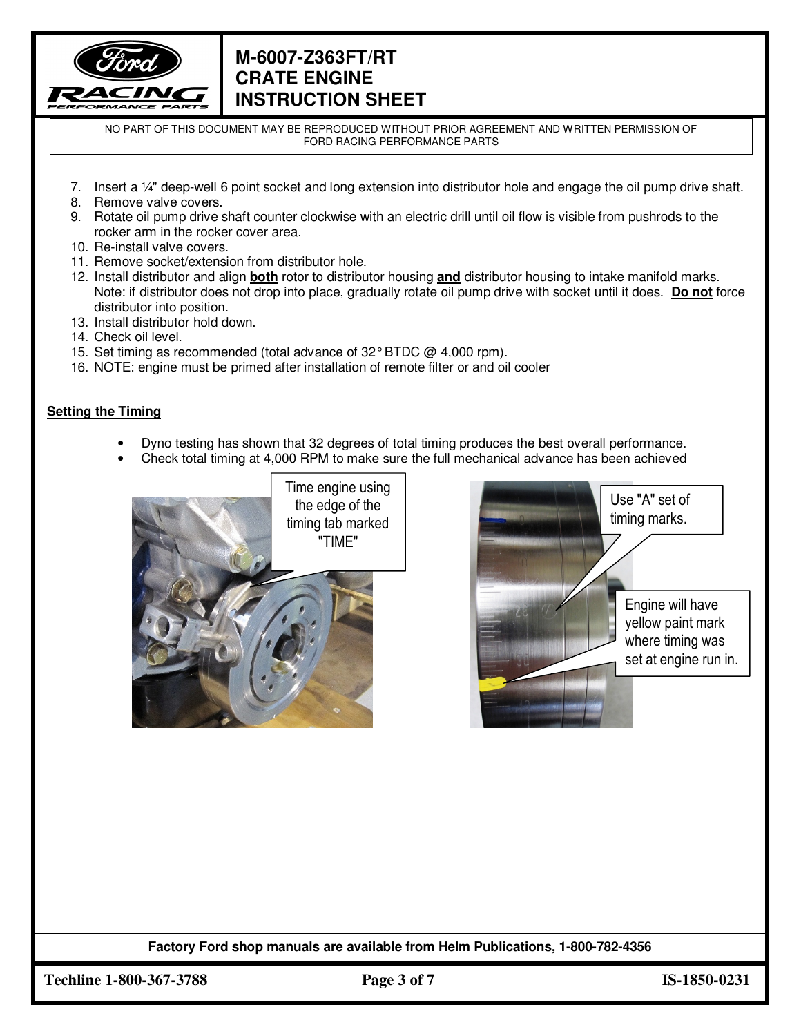7. Insert a ¼" deep-well 6 point socket and long extension into distributor hole and engage the oil pump drive shaft.
8. Remove valve covers.
9. Rotate oil pump drive shaft counter clockwise with an electric drill until oil flow is visible from pushrods to the rocker arm in the rocker cover area.
10. Re-install valve covers.
11. Remove socket/extension from distributor hole.
12. Install distributor and align **both** rotor to distributor housing **and** distributor housing to intake manifold marks. Note: if distributor does not drop into place, gradually rotate oil pump drive with socket until it does. **Do not** force distributor into position.
13. Install distributor hold down.
14. Check oil level.
15. Set timing as recommended (total advance of 32° BTDC @ 4,000 rpm).
16. NOTE: engine must be primed after installation of remote filter or and oil cooler

**Setting the Timing**

- Dyno testing has shown that 32 degrees of total timing produces the best overall performance.
- Check total timing at 4,000 RPM to make sure the full mechanical advance has been achieved

Time engine using the edge of the timing tab marked "TIME"

Use "A" set of timing marks.

Engine will have yellow paint mark where timing was set at engine run in.

Factory Ford shop manuals are available from Helm Publications, 1-800-782-4356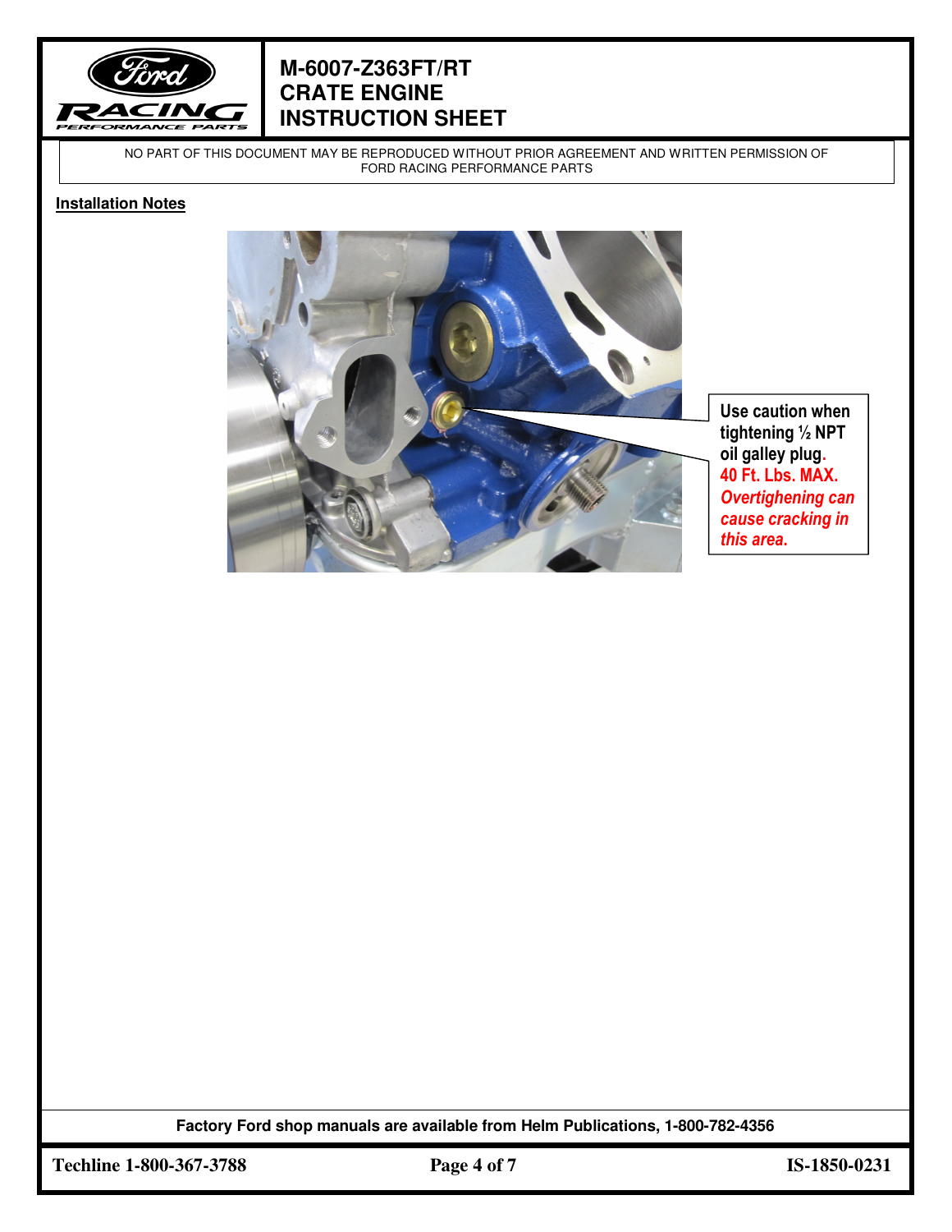## Installation Notes

Use caution when tightening ½ NPT oil galley plug. **40 Ft. Lbs. MAX.** ***Overtightening can cause cracking in this area.***

**Factory Ford shop manuals are available from Helm Publications, 1-800-782-4356**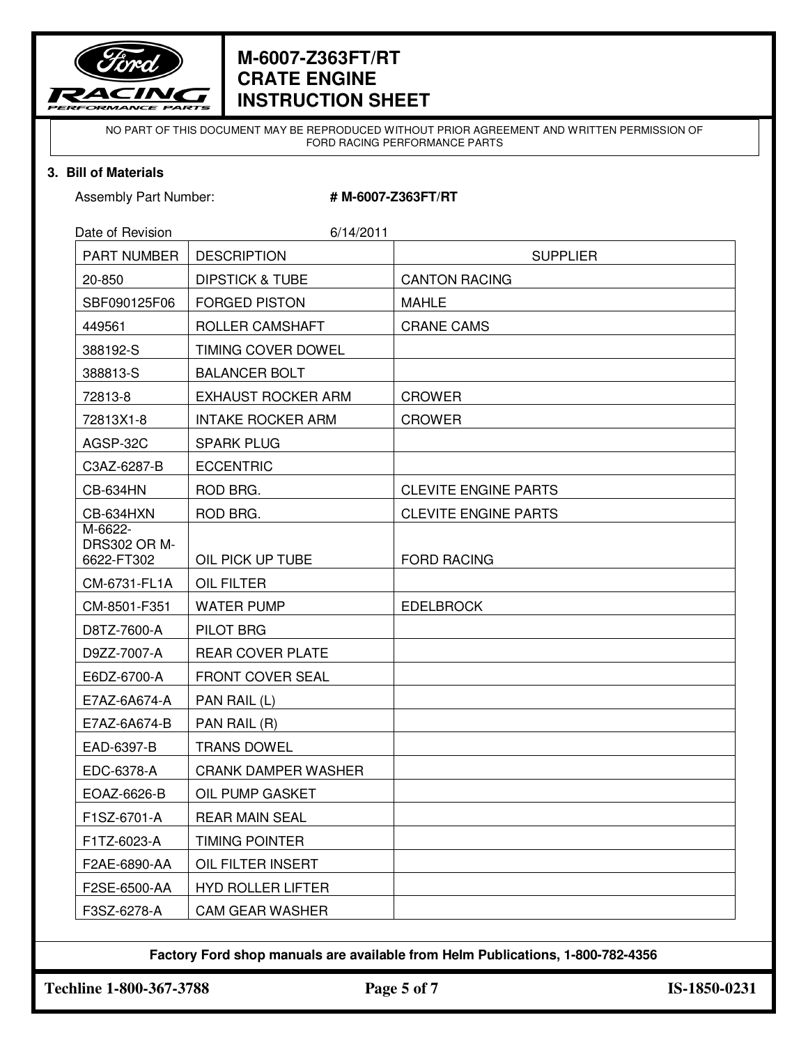# M-6007-Z363FT/RT CRATE ENGINE INSTRUCTION SHEET

NO PART OF THIS DOCUMENT MAY BE REPRODUCED WITHOUT PRIOR AGREEMENT AND WRITTEN PERMISSION OF FORD RACING PERFORMANCE PARTS

**3. Bill of Materials**

Assembly Part Number: **# M-6007-Z363FT/RT**

Date of Revision 6/14/2011

| PART NUMBER | DESCRIPTION | SUPPLIER |
|---|---|---|
| 20-850 | DIPSTICK & TUBE | CANTON RACING |
| SBF090125F06 | FORGED PISTON | MAHLE |
| 449561 | ROLLER CAMSHAFT | CRANE CAMS |
| 388192-S | TIMING COVER DOWEL | |
| 388813-S | BALANCER BOLT | |
| 72813-8 | EXHAUST ROCKER ARM | CROWER |
| 72813X1-8 | INTAKE ROCKER ARM | CROWER |
| AGSP-32C | SPARK PLUG | |
| C3AZ-6287-B | ECCENTRIC | |
| CB-634HN | ROD BRG. | CLEVITE ENGINE PARTS |
| CB-634HXN | ROD BRG. | CLEVITE ENGINE PARTS |
| M-6622-DRS302 OR M-6622-FT302 | OIL PICK UP TUBE | FORD RACING |
| CM-6731-FL1A | OIL FILTER | |
| CM-8501-F351 | WATER PUMP | EDELBROCK |
| D8TZ-7600-A | PILOT BRG | |
| D9ZZ-7007-A | REAR COVER PLATE | |
| E6DZ-6700-A | FRONT COVER SEAL | |
| E7AZ-6A674-A | PAN RAIL (L) | |
| E7AZ-6A674-B | PAN RAIL (R) | |
| EAD-6397-B | TRANS DOWEL | |
| EDC-6378-A | CRANK DAMPER WASHER | |
| EOAZ-6626-B | OIL PUMP GASKET | |
| F1SZ-6701-A | REAR MAIN SEAL | |
| F1TZ-6023-A | TIMING POINTER | |
| F2AE-6890-AA | OIL FILTER INSERT | |
| F2SE-6500-AA | HYD ROLLER LIFTER | |
| F3SZ-6278-A | CAM GEAR WASHER | |

**Factory Ford shop manuals are available from Helm Publications, 1-800-782-4356**

**Techline 1-800-367-3788** **IS-1850-0231**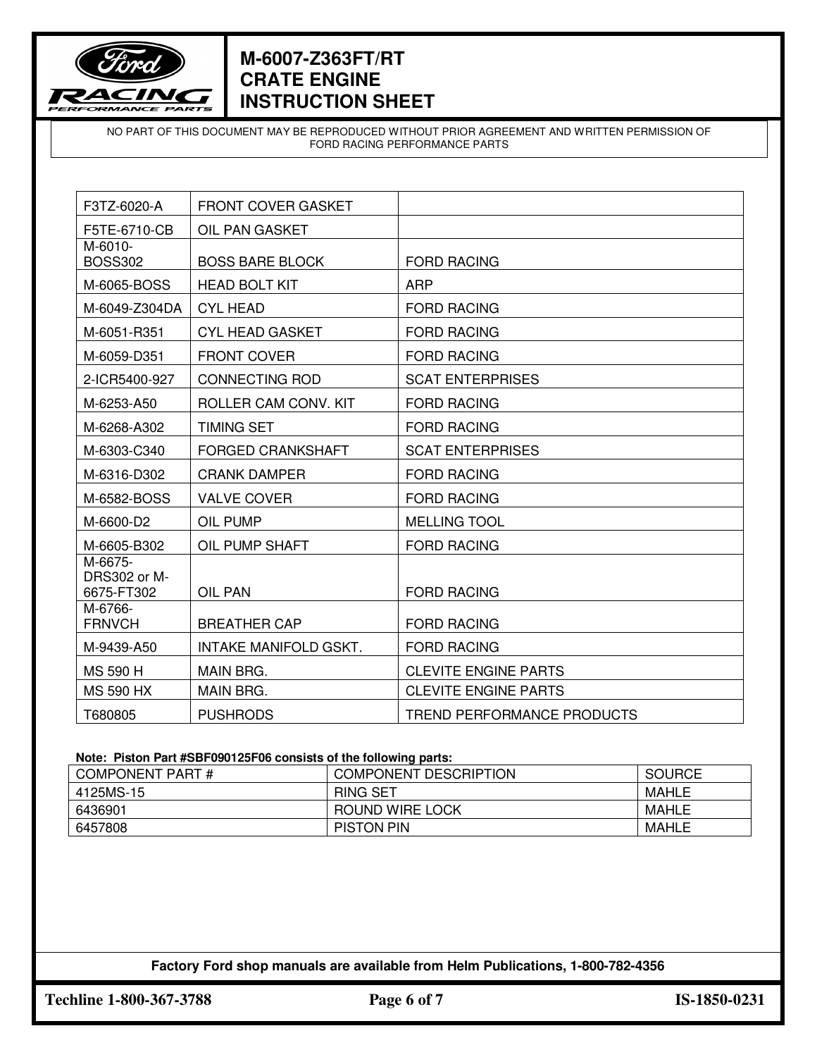# M-6007-Z363FT/RT CRATE ENGINE INSTRUCTION SHEET

NO PART OF THIS DOCUMENT MAY BE REPRODUCED WITHOUT PRIOR AGREEMENT AND WRITTEN PERMISSION OF FORD RACING PERFORMANCE PARTS

| | | |
|---|---|---|
| F3TZ-6020-A | FRONT COVER GASKET | |
| F5TE-6710-CB | OIL PAN GASKET | |
| M-6010-BOSS302 | BOSS BARE BLOCK | FORD RACING |
| M-6065-BOSS | HEAD BOLT KIT | ARP |
| M-6049-Z304DA | CYL HEAD | FORD RACING |
| M-6051-R351 | CYL HEAD GASKET | FORD RACING |
| M-6059-D351 | FRONT COVER | FORD RACING |
| 2-ICR5400-927 | CONNECTING ROD | SCAT ENTERPRISES |
| M-6253-A50 | ROLLER CAM CONV. KIT | FORD RACING |
| M-6268-A302 | TIMING SET | FORD RACING |
| M-6303-C340 | FORGED CRANKSHAFT | SCAT ENTERPRISES |
| M-6316-D302 | CRANK DAMPER | FORD RACING |
| M-6582-BOSS | VALVE COVER | FORD RACING |
| M-6600-D2 | OIL PUMP | MELLING TOOL |
| M-6605-B302 | OIL PUMP SHAFT | FORD RACING |
| M-6675-DRS302 or M-6675-FT302 | OIL PAN | FORD RACING |
| M-6766-FRNVCH | BREATHER CAP | FORD RACING |
| M-9439-A50 | INTAKE MANIFOLD GSKT. | FORD RACING |
| MS 590 H | MAIN BRG. | CLEVITE ENGINE PARTS |
| MS 590 HX | MAIN BRG. | CLEVITE ENGINE PARTS |
| T680805 | PUSHRODS | TREND PERFORMANCE PRODUCTS |

**Note: Piston Part #SBF090125F06 consists of the following parts:**

| COMPONENT PART # | COMPONENT DESCRIPTION | SOURCE |
|---|---|---|
| 4125MS-15 | RING SET | MAHLE |
| 6436901 | ROUND WIRE LOCK | MAHLE |
| 6457808 | PISTON PIN | MAHLE |

**Factory Ford shop manuals are available from Helm Publications, 1-800-782-4356**

**Techline 1-800-367-3788** **IS-1850-0231**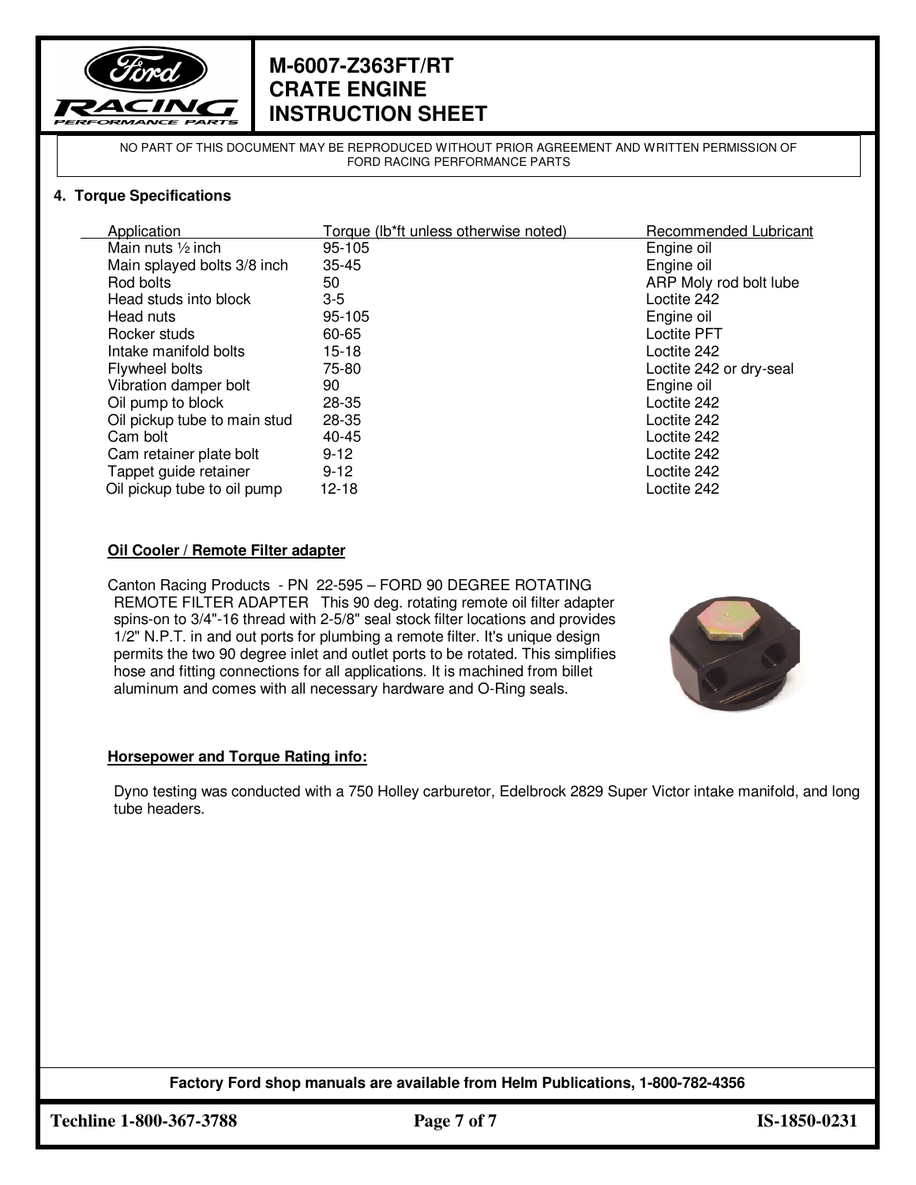### 4. Torque Specifications

| Application | Torque (lb*ft unless otherwise noted) | Recommended Lubricant |
| --- | --- | --- |
| Main nuts ½ inch | 95-105 | Engine oil |
| Main splayed bolts 3/8 inch | 35-45 | Engine oil |
| Rod bolts | 50 | ARP Moly rod bolt lube |
| Head studs into block | 3-5 | Loctite 242 |
| Head nuts | 95-105 | Engine oil |
| Rocker studs | 60-65 | Loctite PFT |
| Intake manifold bolts | 15-18 | Loctite 242 |
| Flywheel bolts | 75-80 | Loctite 242 or dry-seal |
| Vibration damper bolt | 90 | Engine oil |
| Oil pump to block | 28-35 | Loctite 242 |
| Oil pickup tube to main stud | 28-35 | Loctite 242 |
| Cam bolt | 40-45 | Loctite 242 |
| Cam retainer plate bolt | 9-12 | Loctite 242 |
| Tappet guide retainer | 9-12 | Loctite 242 |
| Oil pickup tube to oil pump | 12-18 | Loctite 242 |

**Oil Cooler / Remote Filter adapter**

Canton Racing Products - PN 22-595 – FORD 90 DEGREE ROTATING REMOTE FILTER ADAPTER This 90 deg. rotating remote oil filter adapter spins-on to 3/4"-16 thread with 2-5/8" seal stock filter locations and provides 1/2" N.P.T. in and out ports for plumbing a remote filter. It's unique design permits the two 90 degree inlet and outlet ports to be rotated. This simplifies hose and fitting connections for all applications. It is machined from billet aluminum and comes with all necessary hardware and O-Ring seals.

**Horsepower and Torque Rating info:**

Dyno testing was conducted with a 750 Holley carburetor, Edelbrock 2829 Super Victor intake manifold, and long tube headers.

**Factory Ford shop manuals are available from Helm Publications, 1-800-782-4356**

Techline 1-800-367-3788 IS-1850-0231